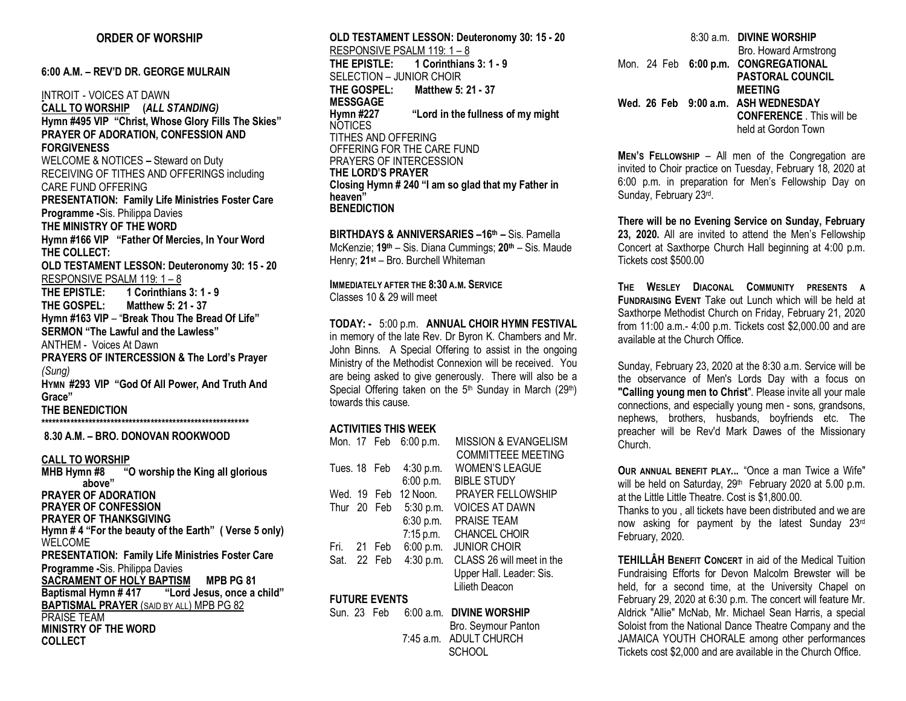## ORDER OF WORSHIP

### 6:00 A.M. – REV'D DR. GEORGE MULRAIN

INTROIT - VOICES AT DAWN

**CALL TO WORSHIP (*ALL STANDING)***

**Hymn #495 VIP "Christ, Whose Glory Fills The Skies"**

**PRAYER OF ADORATION, CONFESSION AND FORGIVENESS**

WELCOME & NOTICES **–** Steward on Duty

RECEIVING OF TITHES AND OFFERINGS including CARE FUND OFFERING

**PRESENTATION: Family Life Ministries Foster Care Programme -**Sis. Philippa Davies

**THE MINISTRY OF THE WORD**

**Hymn #166 VIP "Father Of Mercies, In Your Word**

**THE COLLECT:**

**OLD TESTAMENT LESSON: Deuteronomy 30: 15 - 20**

RESPONSIVE PSALM 119: 1 – 8

**THE EPISTLE: 1 Corinthians 3: 1 - 9**

**THE GOSPEL: Matthew 5: 21 - 37**

**Hymn #163 VIP** – "**Break Thou The Bread Of Life"**

**SERMON "The Lawful and the Lawless"**

ANTHEM - Voices At Dawn

**PRAYERS OF INTERCESSION & The Lord's Prayer** *(Sung)*

**HYMN #293 VIP "God Of All Power, And Truth And Grace"**

**THE BENEDICTION**

************************************************************

### 8.30 A.M. – BRO. DONOVAN ROOKWOOD

**CALL TO WORSHIP**

**MHB Hymn #8 "O worship the King all glorious above"**

**PRAYER OF ADORATION**

**PRAYER OF CONFESSION**

**PRAYER OF THANKSGIVING**

**Hymn # 4 "For the beauty of the Earth" ( Verse 5 only)**

WELCOME

**PRESENTATION: Family Life Ministries Foster Care Programme -**Sis. Philippa Davies

**SACRAMENT OF HOLY BAPTISM MPB PG 81**

**Baptismal Hymn # 417 "Lord Jesus, once a child"**

**BAPTISMAL PRAYER** (SAID BY ALL) MPB PG 82

PRAISE TEAM

**MINISTRY OF THE WORD**

**COLLECT**

**OLD TESTAMENT LESSON: Deuteronomy 30: 15 - 20**

RESPONSIVE PSALM 119: 1 – 8

**THE EPISTLE: 1 Corinthians 3: 1 - 9**

SELECTION – JUNIOR CHOIR

**THE GOSPEL: Matthew 5: 21 - 37**

**MESSGAGE**

**Hymn #227 "Lord in the fullness of my might**

NOTICES

TITHES AND OFFERING

OFFERING FOR THE CARE FUND

PRAYERS OF INTERCESSION

**THE LORD'S PRAYER**

**Closing Hymn # 240 "I am so glad that my Father in heaven"**

**BENEDICTION**

**BIRTHDAYS & ANNIVERSARIES –16th –** Sis. Pamella McKenzie; **19th** – Sis. Diana Cummings; **20th** – Sis. Maude Henry; **21st** – Bro. Burchell Whiteman

**IMMEDIATELY AFTER THE 8:30 A.M. SERVICE**
Classes 10 & 29 will meet

**TODAY: -** 5:00 p.m. **ANNUAL CHOIR HYMN FESTIVAL** in memory of the late Rev. Dr Byron K. Chambers and Mr. John Binns. A Special Offering to assist in the ongoing Ministry of the Methodist Connexion will be received. You are being asked to give generously. There will also be a Special Offering taken on the 5th Sunday in March (29th) towards this cause.

**ACTIVITIES THIS WEEK**

| | | |
|---|---|---|
| Mon. 17 Feb | 6:00 p.m. | MISSION & EVANGELISM COMMITTEEE MEETING |
| Tues. 18 Feb | 4:30 p.m. | WOMEN'S LEAGUE |
| | 6:00 p.m. | BIBLE STUDY |
| Wed. 19 Feb | 12 Noon. | PRAYER FELLOWSHIP |
| Thur 20 Feb | 5:30 p.m. | VOICES AT DAWN |
| | 6:30 p.m. | PRAISE TEAM |
| | 7:15 p.m. | CHANCEL CHOIR |
| Fri. 21 Feb | 6:00 p.m. | JUNIOR CHOIR |
| Sat. 22 Feb | 4:30 p.m. | CLASS 26 will meet in the Upper Hall. Leader: Sis. Lilieth Deacon |

**FUTURE EVENTS**

| | | |
|---|---|---|
| Sun. 23 Feb | 6:00 a.m. | **DIVINE WORSHIP** Bro. Seymour Panton |
| | 7:45 a.m. | ADULT CHURCH SCHOOL |
| | 8:30 a.m. | **DIVINE WORSHIP** Bro. Howard Armstrong |
| Mon. 24 Feb | **6:00 p.m.** | **CONGREGATIONAL PASTORAL COUNCIL MEETING** |
| **Wed. 26 Feb** | **9:00 a.m.** | **ASH WEDNESDAY CONFERENCE** . This will be held at Gordon Town |

**MEN'S FELLOWSHIP** – All men of the Congregation are invited to Choir practice on Tuesday, February 18, 2020 at 6:00 p.m. in preparation for Men's Fellowship Day on Sunday, February 23rd.

**There will be no Evening Service on Sunday, February 23, 2020.** All are invited to attend the Men's Fellowship Concert at Saxthorpe Church Hall beginning at 4:00 p.m. Tickets cost $500.00

**THE WESLEY DIACONAL COMMUNITY PRESENTS A FUNDRAISING EVENT** Take out Lunch which will be held at Saxthorpe Methodist Church on Friday, February 21, 2020 from 11:00 a.m.- 4:00 p.m. Tickets cost $2,000.00 and are available at the Church Office.

Sunday, February 23, 2020 at the 8:30 a.m. Service will be the observance of Men's Lords Day with a focus on **"Calling young men to Christ**". Please invite all your male connections, and especially young men - sons, grandsons, nephews, brothers, husbands, boyfriends etc. The preacher will be Rev'd Mark Dawes of the Missionary Church.

**OUR ANNUAL BENEFIT PLAY...** "Once a man Twice a Wife" will be held on Saturday, 29th February 2020 at 5.00 p.m. at the Little Little Theatre. Cost is $1,800.00.

Thanks to you , all tickets have been distributed and we are now asking for payment by the latest Sunday 23rd February, 2020.

**TEHILLÂH BENEFIT CONCERT** in aid of the Medical Tuition Fundraising Efforts for Devon Malcolm Brewster will be held, for a second time, at the University Chapel on February 29, 2020 at 6:30 p.m. The concert will feature Mr. Aldrick "Allie" McNab, Mr. Michael Sean Harris, a special Soloist from the National Dance Theatre Company and the JAMAICA YOUTH CHORALE among other performances Tickets cost $2,000 and are available in the Church Office.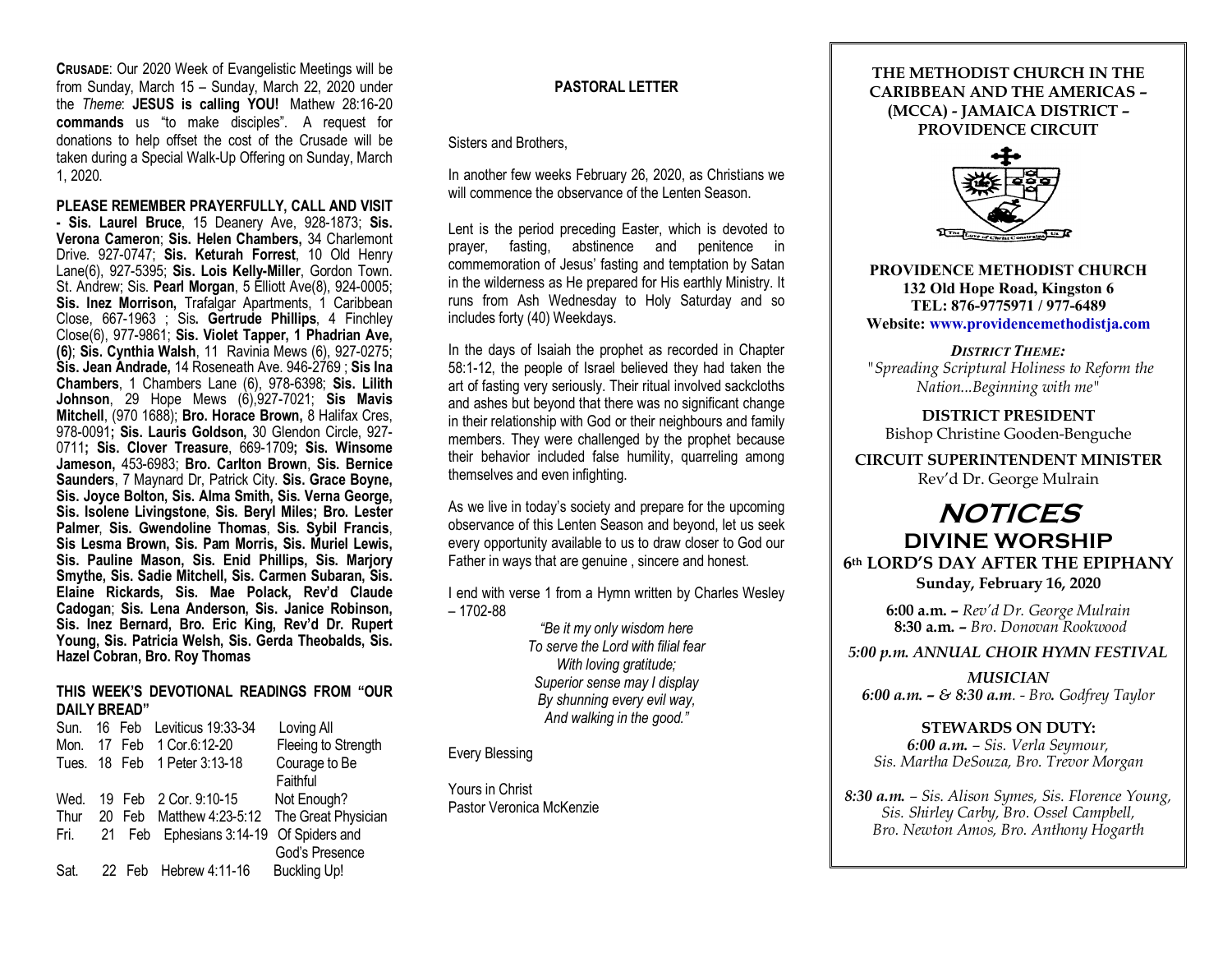**CRUSADE**: Our 2020 Week of Evangelistic Meetings will be from Sunday, March 15 – Sunday, March 22, 2020 under the *Theme*: **JESUS is calling YOU!** Mathew 28:16-20 **commands** us "to make disciples". A request for donations to help offset the cost of the Crusade will be taken during a Special Walk-Up Offering on Sunday, March 1, 2020.

**PLEASE REMEMBER PRAYERFULLY, CALL AND VISIT - Sis. Laurel Bruce**, 15 Deanery Ave, 928-1873; **Sis. Verona Cameron**; **Sis. Helen Chambers,** 34 Charlemont Drive. 927-0747; **Sis. Keturah Forrest**, 10 Old Henry Lane(6), 927-5395; **Sis. Lois Kelly-Miller**, Gordon Town. St. Andrew; Sis. **Pearl Morgan**, 5 Elliott Ave(8), 924-0005; **Sis. Inez Morrison,** Trafalgar Apartments, 1 Caribbean Close, 667-1963 ; Sis**. Gertrude Phillips**, 4 Finchley Close(6), 977-9861; **Sis. Violet Tapper, 1 Phadrian Ave, (6)**; **Sis. Cynthia Walsh**, 11 Ravinia Mews (6), 927-0275; **Sis. Jean Andrade,** 14 Roseneath Ave. 946-2769 ; **Sis Ina Chambers**, 1 Chambers Lane (6), 978-6398; **Sis. Lilith Johnson**, 29 Hope Mews (6),927-7021; **Sis Mavis Mitchell**, (970 1688); **Bro. Horace Brown,** 8 Halifax Cres, 978-0091**; Sis. Lauris Goldson,** 30 Glendon Circle, 927-0711**; Sis. Clover Treasure**, 669-1709**; Sis. Winsome Jameson,** 453-6983; **Bro. Carlton Brown**, **Sis. Bernice Saunders**, 7 Maynard Dr, Patrick City. **Sis. Grace Boyne, Sis. Joyce Bolton, Sis. Alma Smith, Sis. Verna George, Sis. Isolene Livingstone**, **Sis. Beryl Miles; Bro. Lester Palmer**, **Sis. Gwendoline Thomas**, **Sis. Sybil Francis**, **Sis Lesma Brown, Sis. Pam Morris**, **Sis. Muriel Lewis, Sis. Pauline Mason, Sis. Enid Phillips, Sis. Marjory Smythe, Sis. Sadie Mitchell, Sis. Carmen Subaran, Sis. Elaine Rickards, Sis. Mae Polack, Rev'd Claude Cadogan**; **Sis. Lena Anderson, Sis. Janice Robinson, Sis. Inez Bernard, Bro. Eric King, Rev'd Dr. Rupert Young, Sis. Patricia Welsh, Sis. Gerda Theobalds, Sis. Hazel Cobran, Bro. Roy Thomas**

**THIS WEEK'S DEVOTIONAL READINGS FROM "OUR DAILY BREAD"**

| | | | | |
|---|---|---|---|---|
| Sun. | 16 | Feb | Leviticus 19:33-34 | Loving All |
| Mon. | 17 | Feb | 1 Cor.6:12-20 | Fleeing to Strength |
| Tues. | 18 | Feb | 1 Peter 3:13-18 | Courage to Be Faithful |
| Wed. | 19 | Feb | 2 Cor. 9:10-15 | Not Enough? |
| Thur | 20 | Feb | Matthew 4:23-5:12 | The Great Physician |
| Fri. | 21 | Feb | Ephesians 3:14-19 | Of Spiders and God's Presence |
| Sat. | 22 | Feb | Hebrew 4:11-16 | Buckling Up! |

## PASTORAL LETTER

Sisters and Brothers,

In another few weeks February 26, 2020, as Christians we will commence the observance of the Lenten Season.

Lent is the period preceding Easter, which is devoted to prayer, fasting, abstinence and penitence in commemoration of Jesus' fasting and temptation by Satan in the wilderness as He prepared for His earthly Ministry. It runs from Ash Wednesday to Holy Saturday and so includes forty (40) Weekdays.

In the days of Isaiah the prophet as recorded in Chapter 58:1-12, the people of Israel believed they had taken the art of fasting very seriously. Their ritual involved sackcloths and ashes but beyond that there was no significant change in their relationship with God or their neighbours and family members. They were challenged by the prophet because their behavior included false humility, quarreling among themselves and even infighting.

As we live in today's society and prepare for the upcoming observance of this Lenten Season and beyond, let us seek every opportunity available to us to draw closer to God our Father in ways that are genuine , sincere and honest.

I end with verse 1 from a Hymn written by Charles Wesley – 1702-88

*"Be it my only wisdom here*
*To serve the Lord with filial fear*
*With loving gratitude;*
*Superior sense may I display*
*By shunning every evil way,*
*And walking in the good."*

Every Blessing

Yours in Christ
Pastor Veronica McKenzie

**THE METHODIST CHURCH IN THE CARIBBEAN AND THE AMERICAS – (MCCA) - JAMAICA DISTRICT – PROVIDENCE CIRCUIT**

**PROVIDENCE METHODIST CHURCH**
**132 Old Hope Road, Kingston 6**
**TEL: 876-9775971 / 977-6489**
**Website: www.providencemethodistja.com**

***DISTRICT THEME:***
*"Spreading Scriptural Holiness to Reform the Nation...Beginning with me"*

**DISTRICT PRESIDENT**
Bishop Christine Gooden-Benguche

**CIRCUIT SUPERINTENDENT MINISTER**
Rev'd Dr. George Mulrain

# NOTICES

## DIVINE WORSHIP

**6th LORD'S DAY AFTER THE EPIPHANY**
**Sunday, February 16, 2020**

**6:00 a.m. –** *Rev'd Dr. George Mulrain*
**8:30 a.m. –** *Bro. Donovan Rookwood*

***5:00 p.m. ANNUAL CHOIR HYMN FESTIVAL***

***MUSICIAN***
***6:00 a.m. – & 8:30 a.m****. - Bro. Godfrey Taylor*

**STEWARDS ON DUTY:**
***6:00 a.m.*** *– Sis. Verla Seymour, Sis. Martha DeSouza, Bro. Trevor Morgan*

***8:30 a.m.*** *– Sis. Alison Symes, Sis. Florence Young, Sis. Shirley Carby, Bro. Ossel Campbell, Bro. Newton Amos, Bro. Anthony Hogarth*